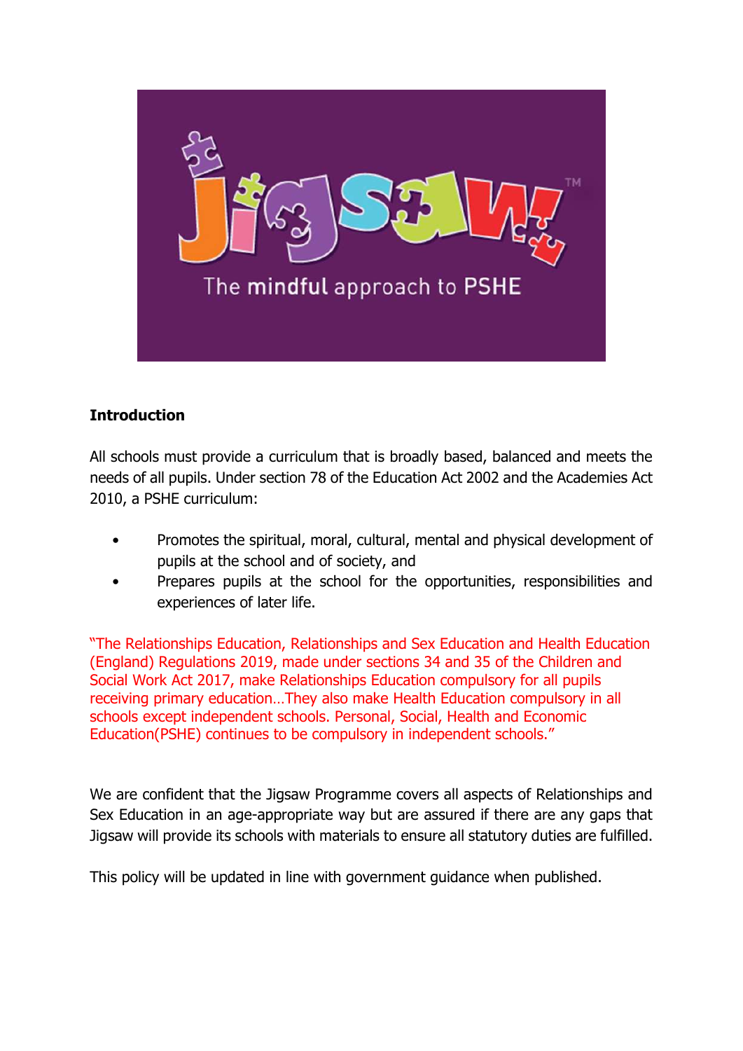Jigsaw™

The mindful approach to PSHE

**Introduction**

All schools must provide a curriculum that is broadly based, balanced and meets the needs of all pupils. Under section 78 of the Education Act 2002 and the Academies Act 2010, a PSHE curriculum:

- Promotes the spiritual, moral, cultural, mental and physical development of pupils at the school and of society, and
- Prepares pupils at the school for the opportunities, responsibilities and experiences of later life.

"The Relationships Education, Relationships and Sex Education and Health Education (England) Regulations 2019, made under sections 34 and 35 of the Children and Social Work Act 2017, make Relationships Education compulsory for all pupils receiving primary education…They also make Health Education compulsory in all schools except independent schools. Personal, Social, Health and Economic Education(PSHE) continues to be compulsory in independent schools."

We are confident that the Jigsaw Programme covers all aspects of Relationships and Sex Education in an age-appropriate way but are assured if there are any gaps that Jigsaw will provide its schools with materials to ensure all statutory duties are fulfilled.

This policy will be updated in line with government guidance when published.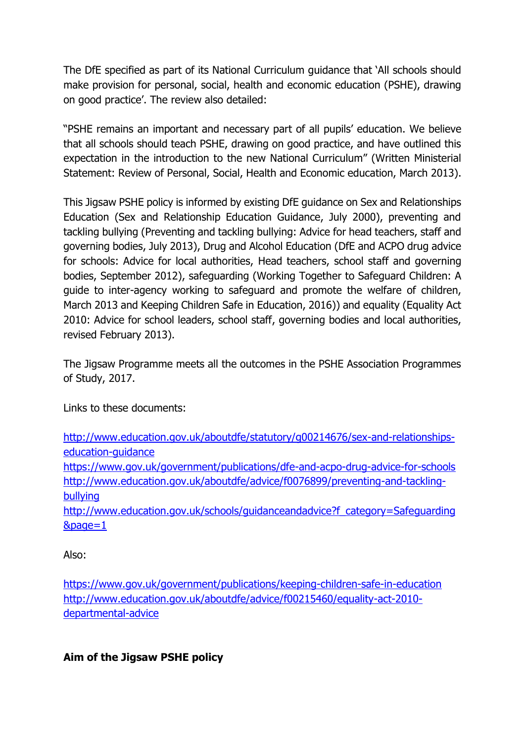The DfE specified as part of its National Curriculum guidance that 'All schools should make provision for personal, social, health and economic education (PSHE), drawing on good practice'. The review also detailed:

"PSHE remains an important and necessary part of all pupils' education. We believe that all schools should teach PSHE, drawing on good practice, and have outlined this expectation in the introduction to the new National Curriculum" (Written Ministerial Statement: Review of Personal, Social, Health and Economic education, March 2013).

This Jigsaw PSHE policy is informed by existing DfE guidance on Sex and Relationships Education (Sex and Relationship Education Guidance, July 2000), preventing and tackling bullying (Preventing and tackling bullying: Advice for head teachers, staff and governing bodies, July 2013), Drug and Alcohol Education (DfE and ACPO drug advice for schools: Advice for local authorities, Head teachers, school staff and governing bodies, September 2012), safeguarding (Working Together to Safeguard Children: A guide to inter-agency working to safeguard and promote the welfare of children, March 2013 and Keeping Children Safe in Education, 2016)) and equality (Equality Act 2010: Advice for school leaders, school staff, governing bodies and local authorities, revised February 2013).

The Jigsaw Programme meets all the outcomes in the PSHE Association Programmes of Study, 2017.

Links to these documents:

http://www.education.gov.uk/aboutdfe/statutory/g00214676/sex-and-relationships-education-guidance
https://www.gov.uk/government/publications/dfe-and-acpo-drug-advice-for-schools
http://www.education.gov.uk/aboutdfe/advice/f0076899/preventing-and-tackling-bullying
http://www.education.gov.uk/schools/guidanceandadvice?f_category=Safeguarding&page=1

Also:

https://www.gov.uk/government/publications/keeping-children-safe-in-education
http://www.education.gov.uk/aboutdfe/advice/f00215460/equality-act-2010-departmental-advice

**Aim of the Jigsaw PSHE policy**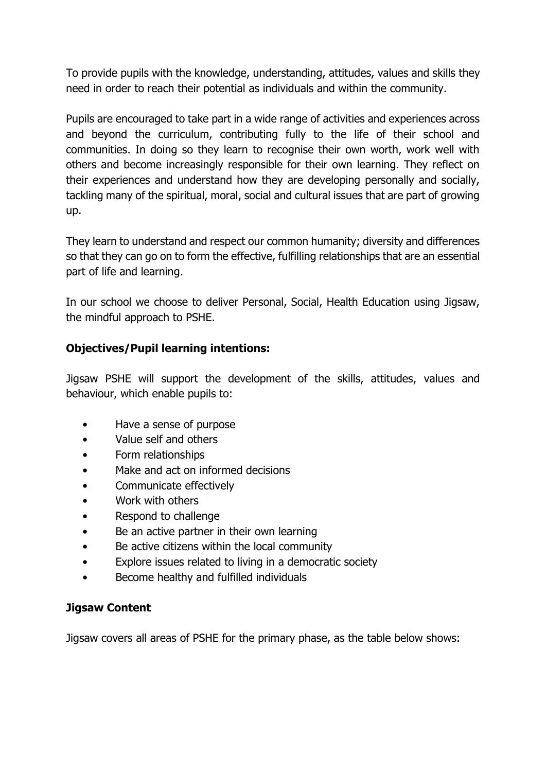To provide pupils with the knowledge, understanding, attitudes, values and skills they need in order to reach their potential as individuals and within the community.

Pupils are encouraged to take part in a wide range of activities and experiences across and beyond the curriculum, contributing fully to the life of their school and communities. In doing so they learn to recognise their own worth, work well with others and become increasingly responsible for their own learning. They reflect on their experiences and understand how they are developing personally and socially, tackling many of the spiritual, moral, social and cultural issues that are part of growing up.

They learn to understand and respect our common humanity; diversity and differences so that they can go on to form the effective, fulfilling relationships that are an essential part of life and learning.

In our school we choose to deliver Personal, Social, Health Education using Jigsaw, the mindful approach to PSHE.

**Objectives/Pupil learning intentions:**

Jigsaw PSHE will support the development of the skills, attitudes, values and behaviour, which enable pupils to:

- Have a sense of purpose
- Value self and others
- Form relationships
- Make and act on informed decisions
- Communicate effectively
- Work with others
- Respond to challenge
- Be an active partner in their own learning
- Be active citizens within the local community
- Explore issues related to living in a democratic society
- Become healthy and fulfilled individuals

**Jigsaw Content**

Jigsaw covers all areas of PSHE for the primary phase, as the table below shows: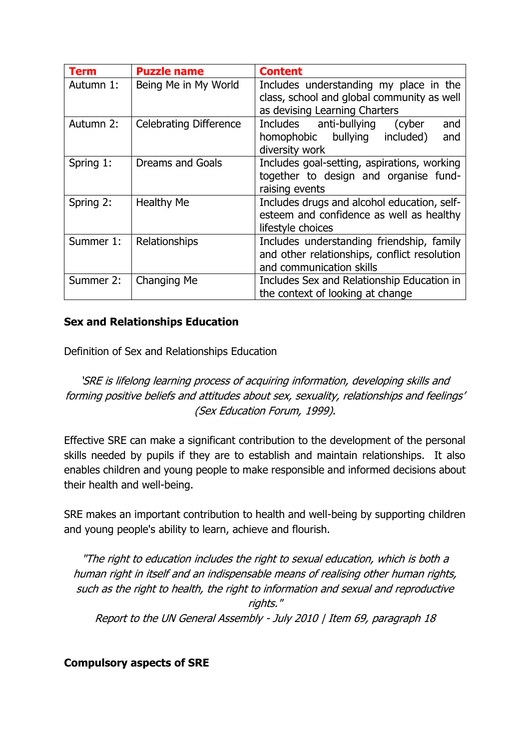| **Term** | **Puzzle name** | **Content** |
|---|---|---|
| Autumn 1: | Being Me in My World | Includes understanding my place in the class, school and global community as well as devising Learning Charters |
| Autumn 2: | Celebrating Difference | Includes anti-bullying (cyber and homophobic bullying included) and diversity work |
| Spring 1: | Dreams and Goals | Includes goal-setting, aspirations, working together to design and organise fund-raising events |
| Spring 2: | Healthy Me | Includes drugs and alcohol education, self-esteem and confidence as well as healthy lifestyle choices |
| Summer 1: | Relationships | Includes understanding friendship, family and other relationships, conflict resolution and communication skills |
| Summer 2: | Changing Me | Includes Sex and Relationship Education in the context of looking at change |

**Sex and Relationships Education**

Definition of Sex and Relationships Education

*'SRE is lifelong learning process of acquiring information, developing skills and forming positive beliefs and attitudes about sex, sexuality, relationships and feelings' (Sex Education Forum, 1999).*

Effective SRE can make a significant contribution to the development of the personal skills needed by pupils if they are to establish and maintain relationships. It also enables children and young people to make responsible and informed decisions about their health and well-being.

SRE makes an important contribution to health and well-being by supporting children and young people's ability to learn, achieve and flourish.

*"The right to education includes the right to sexual education, which is both a human right in itself and an indispensable means of realising other human rights, such as the right to health, the right to information and sexual and reproductive rights."*
*Report to the UN General Assembly - July 2010 | Item 69, paragraph 18*

**Compulsory aspects of SRE**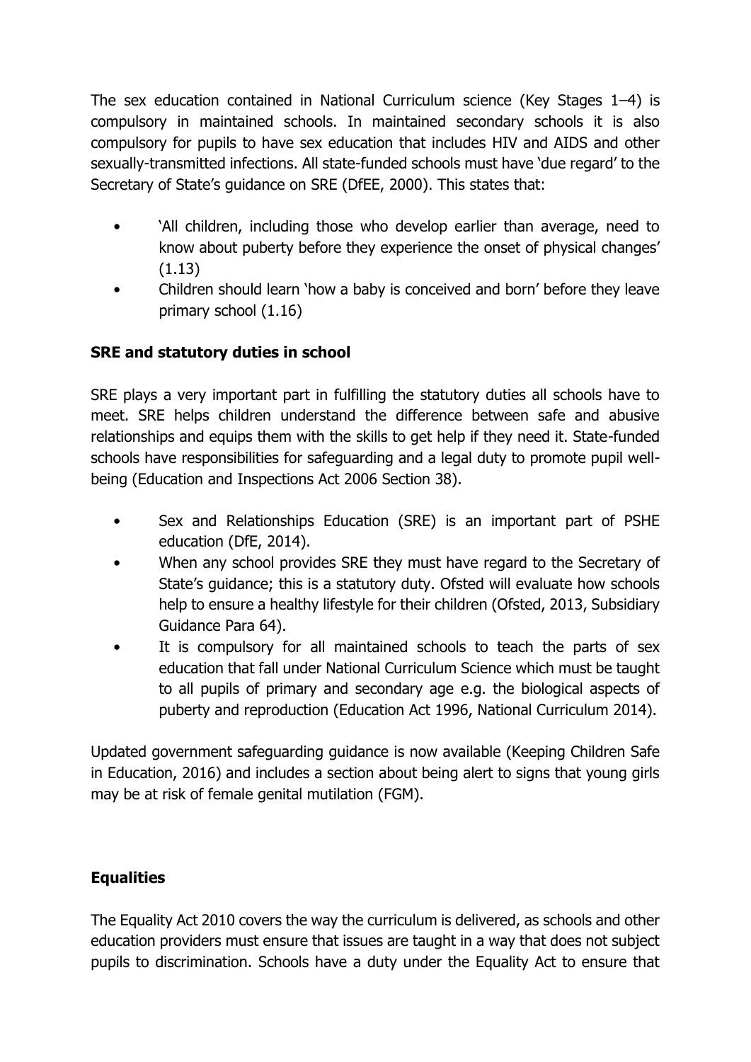The sex education contained in National Curriculum science (Key Stages 1–4) is compulsory in maintained schools. In maintained secondary schools it is also compulsory for pupils to have sex education that includes HIV and AIDS and other sexually-transmitted infections. All state-funded schools must have 'due regard' to the Secretary of State's guidance on SRE (DfEE, 2000). This states that:

- 'All children, including those who develop earlier than average, need to know about puberty before they experience the onset of physical changes' (1.13)
- Children should learn 'how a baby is conceived and born' before they leave primary school (1.16)

**SRE and statutory duties in school**

SRE plays a very important part in fulfilling the statutory duties all schools have to meet. SRE helps children understand the difference between safe and abusive relationships and equips them with the skills to get help if they need it. State-funded schools have responsibilities for safeguarding and a legal duty to promote pupil well-being (Education and Inspections Act 2006 Section 38).

- Sex and Relationships Education (SRE) is an important part of PSHE education (DfE, 2014).
- When any school provides SRE they must have regard to the Secretary of State's guidance; this is a statutory duty. Ofsted will evaluate how schools help to ensure a healthy lifestyle for their children (Ofsted, 2013, Subsidiary Guidance Para 64).
- It is compulsory for all maintained schools to teach the parts of sex education that fall under National Curriculum Science which must be taught to all pupils of primary and secondary age e.g. the biological aspects of puberty and reproduction (Education Act 1996, National Curriculum 2014).

Updated government safeguarding guidance is now available (Keeping Children Safe in Education, 2016) and includes a section about being alert to signs that young girls may be at risk of female genital mutilation (FGM).

**Equalities**

The Equality Act 2010 covers the way the curriculum is delivered, as schools and other education providers must ensure that issues are taught in a way that does not subject pupils to discrimination. Schools have a duty under the Equality Act to ensure that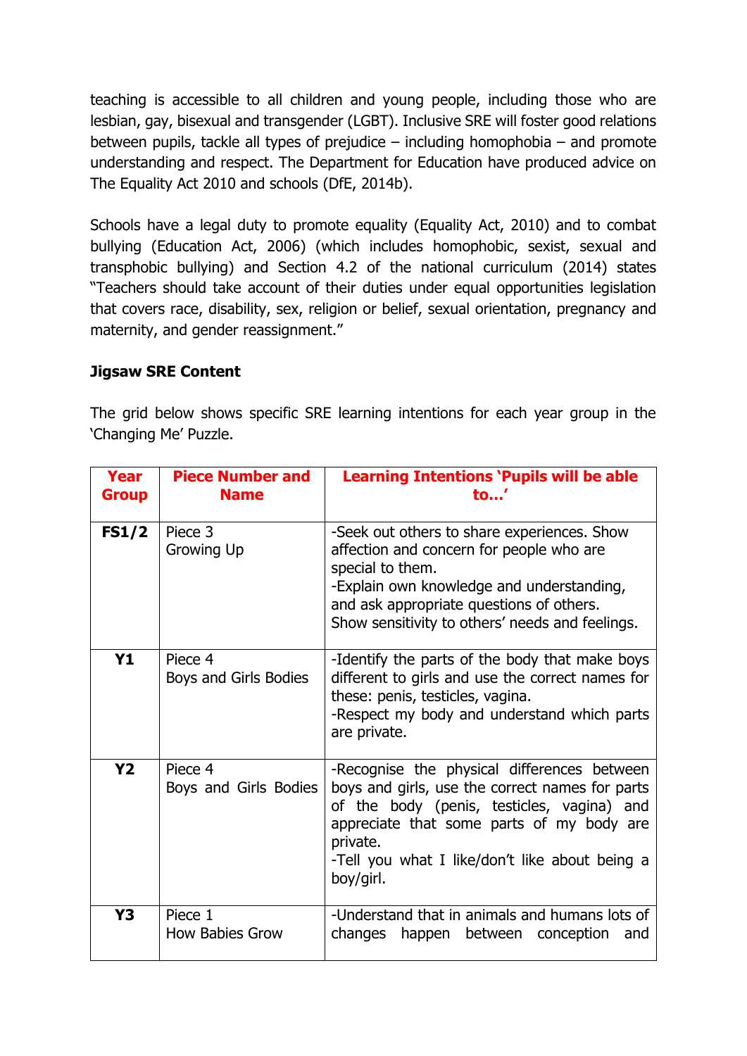teaching is accessible to all children and young people, including those who are lesbian, gay, bisexual and transgender (LGBT). Inclusive SRE will foster good relations between pupils, tackle all types of prejudice – including homophobia – and promote understanding and respect. The Department for Education have produced advice on The Equality Act 2010 and schools (DfE, 2014b).

Schools have a legal duty to promote equality (Equality Act, 2010) and to combat bullying (Education Act, 2006) (which includes homophobic, sexist, sexual and transphobic bullying) and Section 4.2 of the national curriculum (2014) states "Teachers should take account of their duties under equal opportunities legislation that covers race, disability, sex, religion or belief, sexual orientation, pregnancy and maternity, and gender reassignment."

**Jigsaw SRE Content**

The grid below shows specific SRE learning intentions for each year group in the 'Changing Me' Puzzle.

| Year Group | Piece Number and Name | Learning Intentions 'Pupils will be able to…' |
| --- | --- | --- |
| **FS1/2** | Piece 3<br>Growing Up | -Seek out others to share experiences. Show affection and concern for people who are special to them.<br>-Explain own knowledge and understanding, and ask appropriate questions of others. Show sensitivity to others' needs and feelings. |
| **Y1** | Piece 4<br>Boys and Girls Bodies | -Identify the parts of the body that make boys different to girls and use the correct names for these: penis, testicles, vagina.<br>-Respect my body and understand which parts are private. |
| **Y2** | Piece 4<br>Boys and Girls Bodies | -Recognise the physical differences between boys and girls, use the correct names for parts of the body (penis, testicles, vagina) and appreciate that some parts of my body are private.<br>-Tell you what I like/don't like about being a boy/girl. |
| **Y3** | Piece 1<br>How Babies Grow | -Understand that in animals and humans lots of changes happen between conception and |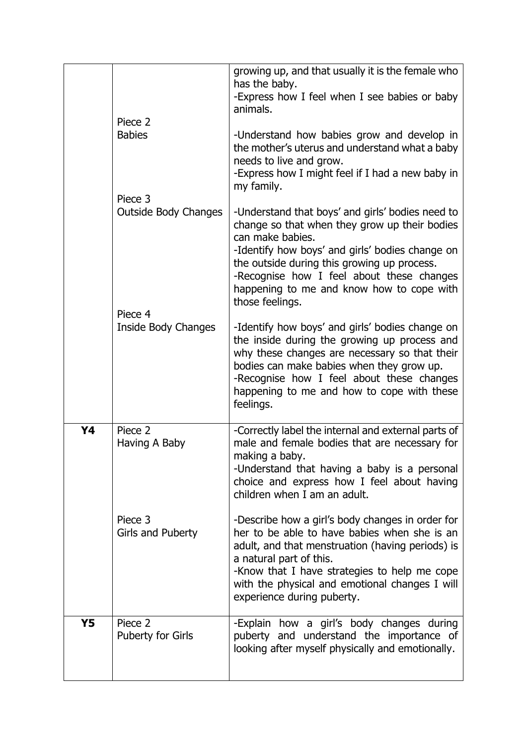| | | |
|---|---|---|
| | | growing up, and that usually it is the female who has the baby.<br>-Express how I feel when I see babies or baby animals. |
| | Piece 2<br>Babies | -Understand how babies grow and develop in the mother's uterus and understand what a baby needs to live and grow.<br>-Express how I might feel if I had a new baby in my family. |
| | Piece 3<br>Outside Body Changes | -Understand that boys' and girls' bodies need to change so that when they grow up their bodies can make babies.<br>-Identify how boys' and girls' bodies change on the outside during this growing up process.<br>-Recognise how I feel about these changes happening to me and know how to cope with those feelings. |
| | Piece 4<br>Inside Body Changes | -Identify how boys' and girls' bodies change on the inside during the growing up process and why these changes are necessary so that their bodies can make babies when they grow up.<br>-Recognise how I feel about these changes happening to me and how to cope with these feelings. |
| **Y4** | Piece 2<br>Having A Baby | -Correctly label the internal and external parts of male and female bodies that are necessary for making a baby.<br>-Understand that having a baby is a personal choice and express how I feel about having children when I am an adult. |
| | Piece 3<br>Girls and Puberty | -Describe how a girl's body changes in order for her to be able to have babies when she is an adult, and that menstruation (having periods) is a natural part of this.<br>-Know that I have strategies to help me cope with the physical and emotional changes I will experience during puberty. |
| **Y5** | Piece 2<br>Puberty for Girls | -Explain how a girl's body changes during puberty and understand the importance of looking after myself physically and emotionally. |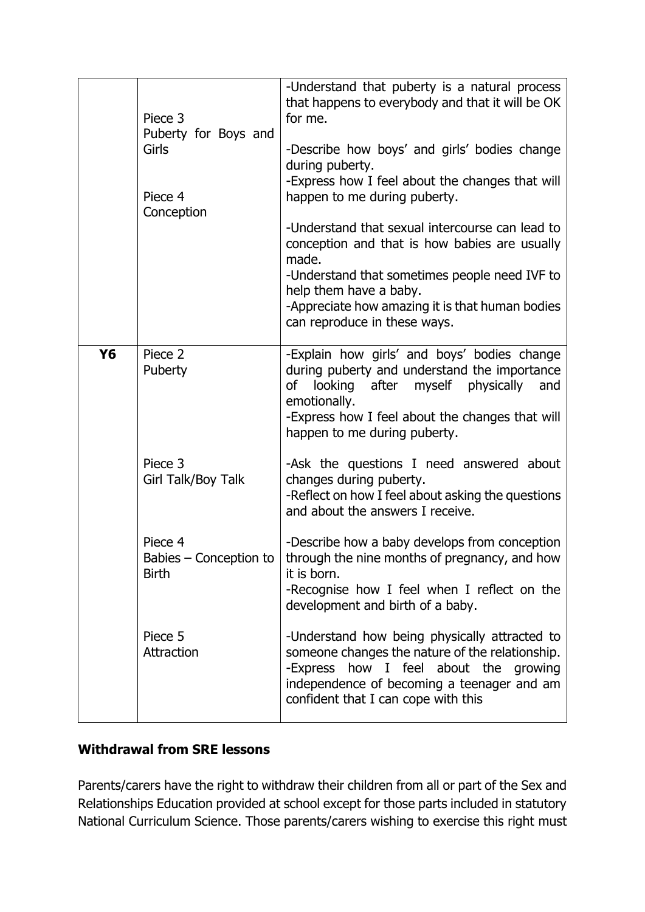| | | |
|---|---|---|
| | Piece 3<br>Puberty for Boys and Girls<br><br>Piece 4<br>Conception | -Understand that puberty is a natural process that happens to everybody and that it will be OK for me.<br><br>-Describe how boys' and girls' bodies change during puberty.<br>-Express how I feel about the changes that will happen to me during puberty.<br><br>-Understand that sexual intercourse can lead to conception and that is how babies are usually made.<br>-Understand that sometimes people need IVF to help them have a baby.<br>-Appreciate how amazing it is that human bodies can reproduce in these ways. |
| **Y6** | Piece 2<br>Puberty<br><br>Piece 3<br>Girl Talk/Boy Talk<br><br>Piece 4<br>Babies – Conception to Birth<br><br>Piece 5<br>Attraction | -Explain how girls' and boys' bodies change during puberty and understand the importance of looking after myself physically and emotionally.<br>-Express how I feel about the changes that will happen to me during puberty.<br><br>-Ask the questions I need answered about changes during puberty.<br>-Reflect on how I feel about asking the questions and about the answers I receive.<br><br>-Describe how a baby develops from conception through the nine months of pregnancy, and how it is born.<br>-Recognise how I feel when I reflect on the development and birth of a baby.<br><br>-Understand how being physically attracted to someone changes the nature of the relationship.<br>-Express how I feel about the growing independence of becoming a teenager and am confident that I can cope with this |

**Withdrawal from SRE lessons**

Parents/carers have the right to withdraw their children from all or part of the Sex and Relationships Education provided at school except for those parts included in statutory National Curriculum Science. Those parents/carers wishing to exercise this right must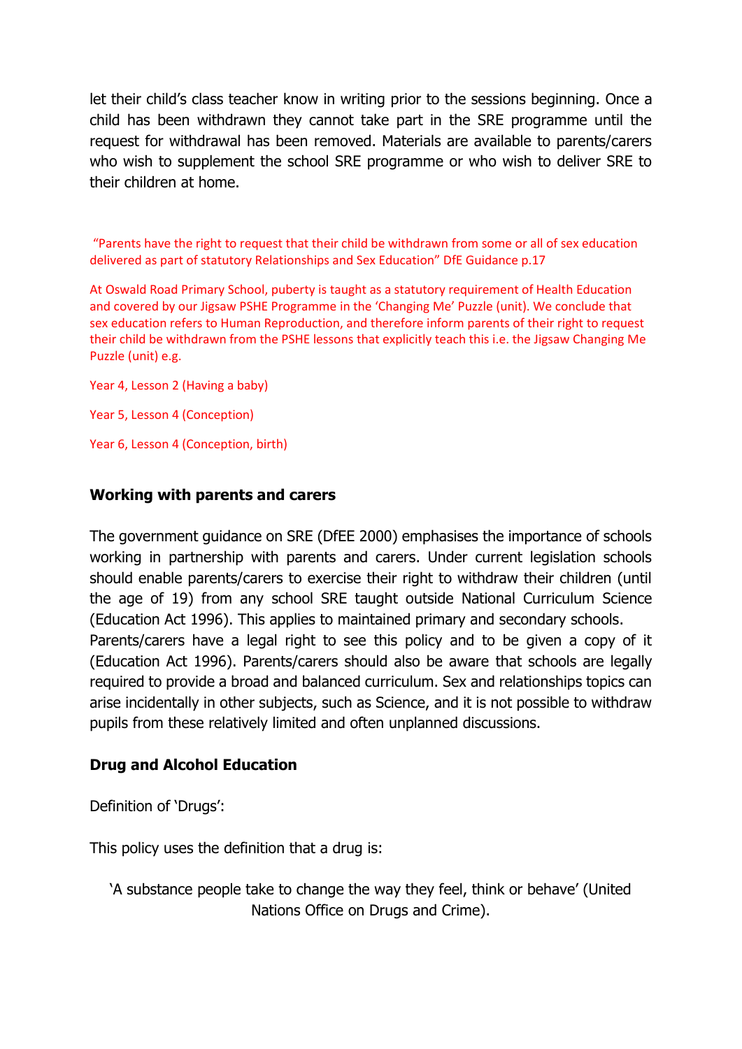let their child's class teacher know in writing prior to the sessions beginning. Once a child has been withdrawn they cannot take part in the SRE programme until the request for withdrawal has been removed. Materials are available to parents/carers who wish to supplement the school SRE programme or who wish to deliver SRE to their children at home.

"Parents have the right to request that their child be withdrawn from some or all of sex education delivered as part of statutory Relationships and Sex Education" DfE Guidance p.17

At Oswald Road Primary School, puberty is taught as a statutory requirement of Health Education and covered by our Jigsaw PSHE Programme in the 'Changing Me' Puzzle (unit). We conclude that sex education refers to Human Reproduction, and therefore inform parents of their right to request their child be withdrawn from the PSHE lessons that explicitly teach this i.e. the Jigsaw Changing Me Puzzle (unit) e.g.

Year 4, Lesson 2 (Having a baby)

Year 5, Lesson 4 (Conception)

Year 6, Lesson 4 (Conception, birth)

**Working with parents and carers**

The government guidance on SRE (DfEE 2000) emphasises the importance of schools working in partnership with parents and carers. Under current legislation schools should enable parents/carers to exercise their right to withdraw their children (until the age of 19) from any school SRE taught outside National Curriculum Science (Education Act 1996). This applies to maintained primary and secondary schools.
Parents/carers have a legal right to see this policy and to be given a copy of it (Education Act 1996). Parents/carers should also be aware that schools are legally required to provide a broad and balanced curriculum. Sex and relationships topics can arise incidentally in other subjects, such as Science, and it is not possible to withdraw pupils from these relatively limited and often unplanned discussions.

**Drug and Alcohol Education**

Definition of 'Drugs':

This policy uses the definition that a drug is:

'A substance people take to change the way they feel, think or behave' (United Nations Office on Drugs and Crime).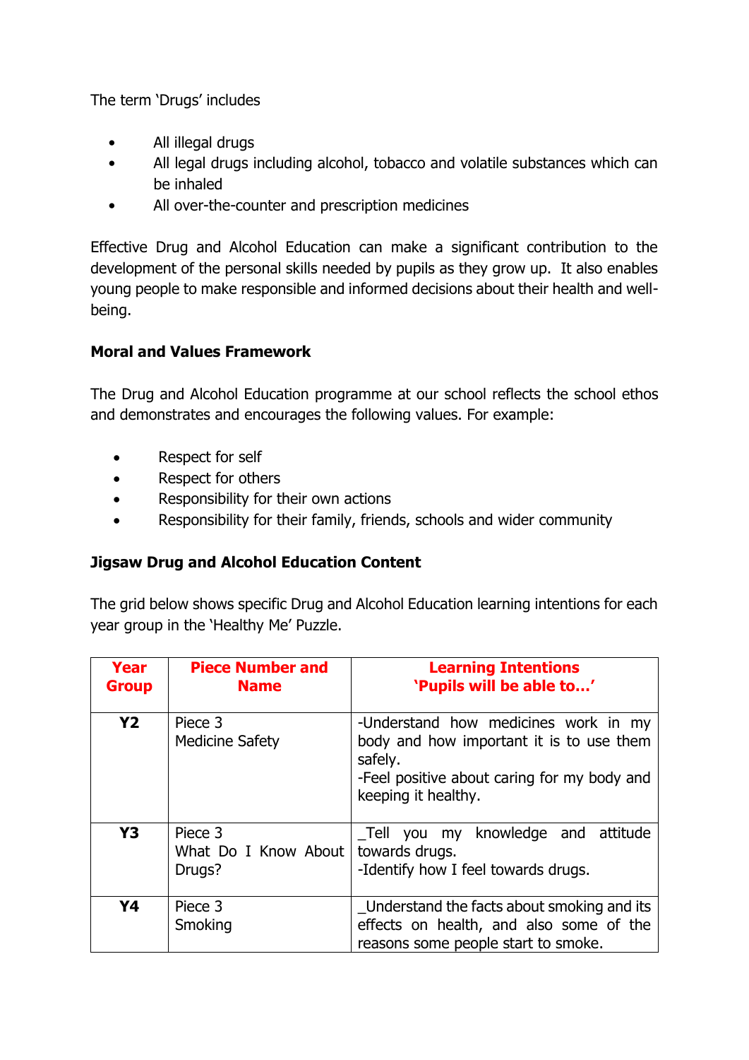The term 'Drugs' includes

- All illegal drugs
- All legal drugs including alcohol, tobacco and volatile substances which can be inhaled
- All over-the-counter and prescription medicines

Effective Drug and Alcohol Education can make a significant contribution to the development of the personal skills needed by pupils as they grow up. It also enables young people to make responsible and informed decisions about their health and well-being.

**Moral and Values Framework**

The Drug and Alcohol Education programme at our school reflects the school ethos and demonstrates and encourages the following values. For example:

- Respect for self
- Respect for others
- Responsibility for their own actions
- Responsibility for their family, friends, schools and wider community

**Jigsaw Drug and Alcohol Education Content**

The grid below shows specific Drug and Alcohol Education learning intentions for each year group in the 'Healthy Me' Puzzle.

| Year Group | Piece Number and Name | Learning Intentions 'Pupils will be able to…' |
|---|---|---|
| **Y2** | Piece 3<br>Medicine Safety | -Understand how medicines work in my body and how important it is to use them safely.<br>-Feel positive about caring for my body and keeping it healthy. |
| **Y3** | Piece 3<br>What Do I Know About Drugs? | _Tell you my knowledge and attitude towards drugs.<br>-Identify how I feel towards drugs. |
| **Y4** | Piece 3<br>Smoking | _Understand the facts about smoking and its effects on health, and also some of the reasons some people start to smoke. |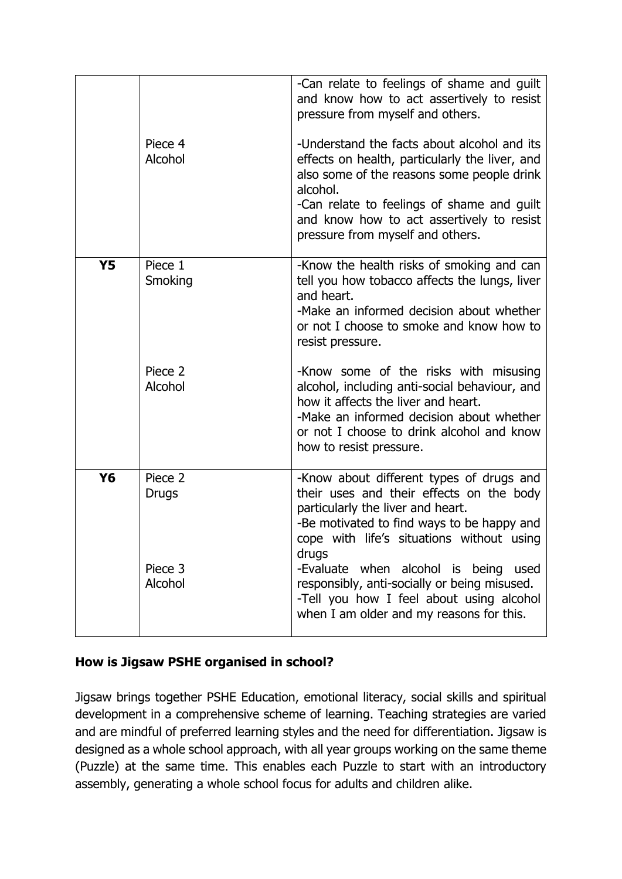| | | |
|---|---|---|
| | | -Can relate to feelings of shame and guilt and know how to act assertively to resist pressure from myself and others. |
| | Piece 4<br>Alcohol | -Understand the facts about alcohol and its effects on health, particularly the liver, and also some of the reasons some people drink alcohol.<br>-Can relate to feelings of shame and guilt and know how to act assertively to resist pressure from myself and others. |
| **Y5** | Piece 1<br>Smoking | -Know the health risks of smoking and can tell you how tobacco affects the lungs, liver and heart.<br>-Make an informed decision about whether or not I choose to smoke and know how to resist pressure. |
| | Piece 2<br>Alcohol | -Know some of the risks with misusing alcohol, including anti-social behaviour, and how it affects the liver and heart.<br>-Make an informed decision about whether or not I choose to drink alcohol and know how to resist pressure. |
| **Y6** | Piece 2<br>Drugs | -Know about different types of drugs and their uses and their effects on the body particularly the liver and heart.<br>-Be motivated to find ways to be happy and cope with life's situations without using drugs |
| | Piece 3<br>Alcohol | -Evaluate when alcohol is being used responsibly, anti-socially or being misused.<br>-Tell you how I feel about using alcohol when I am older and my reasons for this. |

**How is Jigsaw PSHE organised in school?**

Jigsaw brings together PSHE Education, emotional literacy, social skills and spiritual development in a comprehensive scheme of learning. Teaching strategies are varied and are mindful of preferred learning styles and the need for differentiation. Jigsaw is designed as a whole school approach, with all year groups working on the same theme (Puzzle) at the same time. This enables each Puzzle to start with an introductory assembly, generating a whole school focus for adults and children alike.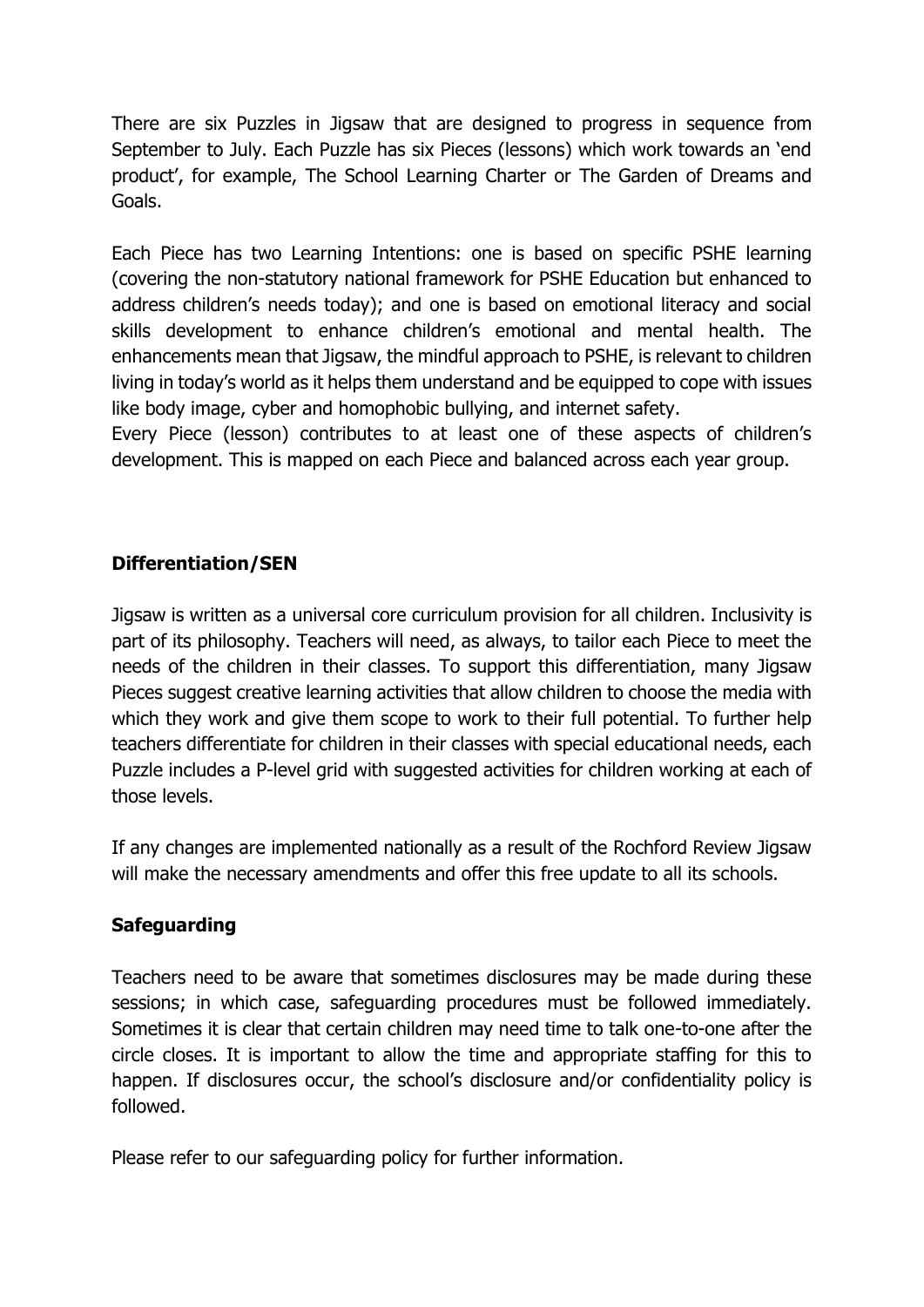There are six Puzzles in Jigsaw that are designed to progress in sequence from September to July. Each Puzzle has six Pieces (lessons) which work towards an 'end product', for example, The School Learning Charter or The Garden of Dreams and Goals.

Each Piece has two Learning Intentions: one is based on specific PSHE learning (covering the non-statutory national framework for PSHE Education but enhanced to address children's needs today); and one is based on emotional literacy and social skills development to enhance children's emotional and mental health. The enhancements mean that Jigsaw, the mindful approach to PSHE, is relevant to children living in today's world as it helps them understand and be equipped to cope with issues like body image, cyber and homophobic bullying, and internet safety.
Every Piece (lesson) contributes to at least one of these aspects of children's development. This is mapped on each Piece and balanced across each year group.

**Differentiation/SEN**

Jigsaw is written as a universal core curriculum provision for all children. Inclusivity is part of its philosophy. Teachers will need, as always, to tailor each Piece to meet the needs of the children in their classes. To support this differentiation, many Jigsaw Pieces suggest creative learning activities that allow children to choose the media with which they work and give them scope to work to their full potential. To further help teachers differentiate for children in their classes with special educational needs, each Puzzle includes a P-level grid with suggested activities for children working at each of those levels.

If any changes are implemented nationally as a result of the Rochford Review Jigsaw will make the necessary amendments and offer this free update to all its schools.

**Safeguarding**

Teachers need to be aware that sometimes disclosures may be made during these sessions; in which case, safeguarding procedures must be followed immediately. Sometimes it is clear that certain children may need time to talk one-to-one after the circle closes. It is important to allow the time and appropriate staffing for this to happen. If disclosures occur, the school's disclosure and/or confidentiality policy is followed.

Please refer to our safeguarding policy for further information.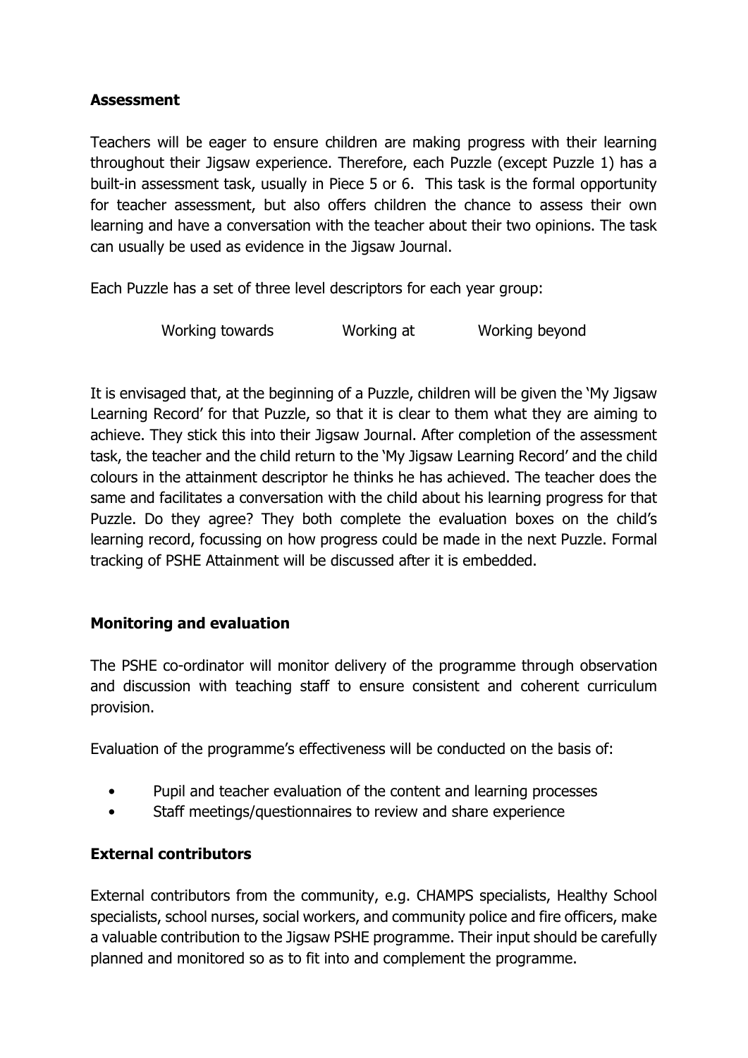**Assessment**

Teachers will be eager to ensure children are making progress with their learning throughout their Jigsaw experience. Therefore, each Puzzle (except Puzzle 1) has a built-in assessment task, usually in Piece 5 or 6. This task is the formal opportunity for teacher assessment, but also offers children the chance to assess their own learning and have a conversation with the teacher about their two opinions. The task can usually be used as evidence in the Jigsaw Journal.

Each Puzzle has a set of three level descriptors for each year group:

Working towards     Working at     Working beyond

It is envisaged that, at the beginning of a Puzzle, children will be given the 'My Jigsaw Learning Record' for that Puzzle, so that it is clear to them what they are aiming to achieve. They stick this into their Jigsaw Journal. After completion of the assessment task, the teacher and the child return to the 'My Jigsaw Learning Record' and the child colours in the attainment descriptor he thinks he has achieved. The teacher does the same and facilitates a conversation with the child about his learning progress for that Puzzle. Do they agree? They both complete the evaluation boxes on the child's learning record, focussing on how progress could be made in the next Puzzle. Formal tracking of PSHE Attainment will be discussed after it is embedded.

**Monitoring and evaluation**

The PSHE co-ordinator will monitor delivery of the programme through observation and discussion with teaching staff to ensure consistent and coherent curriculum provision.

Evaluation of the programme's effectiveness will be conducted on the basis of:

- Pupil and teacher evaluation of the content and learning processes
- Staff meetings/questionnaires to review and share experience

**External contributors**

External contributors from the community, e.g. CHAMPS specialists, Healthy School specialists, school nurses, social workers, and community police and fire officers, make a valuable contribution to the Jigsaw PSHE programme. Their input should be carefully planned and monitored so as to fit into and complement the programme.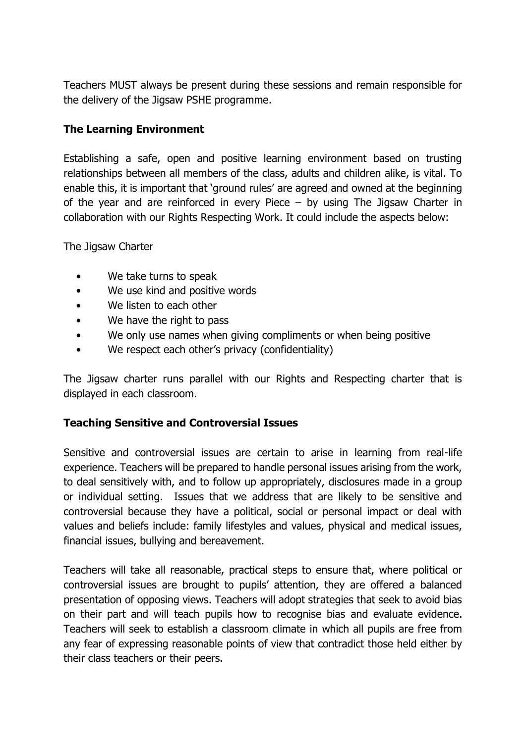Teachers MUST always be present during these sessions and remain responsible for the delivery of the Jigsaw PSHE programme.

**The Learning Environment**

Establishing a safe, open and positive learning environment based on trusting relationships between all members of the class, adults and children alike, is vital. To enable this, it is important that 'ground rules' are agreed and owned at the beginning of the year and are reinforced in every Piece – by using The Jigsaw Charter in collaboration with our Rights Respecting Work. It could include the aspects below:

The Jigsaw Charter

- We take turns to speak
- We use kind and positive words
- We listen to each other
- We have the right to pass
- We only use names when giving compliments or when being positive
- We respect each other's privacy (confidentiality)

The Jigsaw charter runs parallel with our Rights and Respecting charter that is displayed in each classroom.

**Teaching Sensitive and Controversial Issues**

Sensitive and controversial issues are certain to arise in learning from real-life experience. Teachers will be prepared to handle personal issues arising from the work, to deal sensitively with, and to follow up appropriately, disclosures made in a group or individual setting. Issues that we address that are likely to be sensitive and controversial because they have a political, social or personal impact or deal with values and beliefs include: family lifestyles and values, physical and medical issues, financial issues, bullying and bereavement.

Teachers will take all reasonable, practical steps to ensure that, where political or controversial issues are brought to pupils' attention, they are offered a balanced presentation of opposing views. Teachers will adopt strategies that seek to avoid bias on their part and will teach pupils how to recognise bias and evaluate evidence. Teachers will seek to establish a classroom climate in which all pupils are free from any fear of expressing reasonable points of view that contradict those held either by their class teachers or their peers.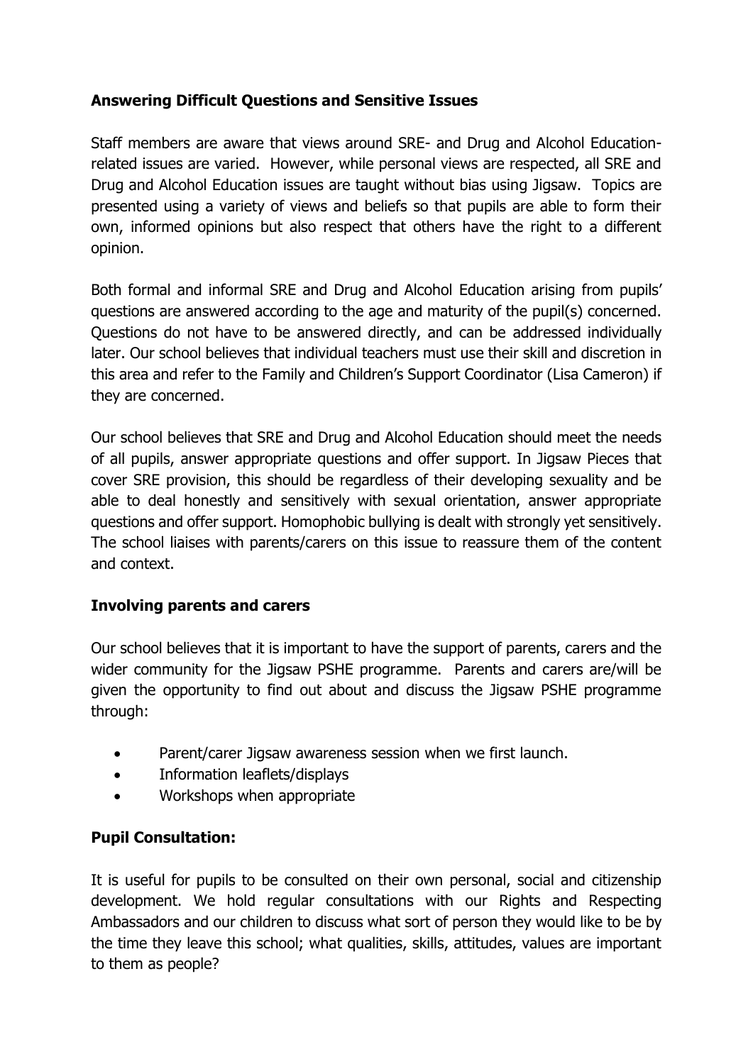**Answering Difficult Questions and Sensitive Issues**

Staff members are aware that views around SRE- and Drug and Alcohol Education-related issues are varied. However, while personal views are respected, all SRE and Drug and Alcohol Education issues are taught without bias using Jigsaw. Topics are presented using a variety of views and beliefs so that pupils are able to form their own, informed opinions but also respect that others have the right to a different opinion.

Both formal and informal SRE and Drug and Alcohol Education arising from pupils' questions are answered according to the age and maturity of the pupil(s) concerned. Questions do not have to be answered directly, and can be addressed individually later. Our school believes that individual teachers must use their skill and discretion in this area and refer to the Family and Children's Support Coordinator (Lisa Cameron) if they are concerned.

Our school believes that SRE and Drug and Alcohol Education should meet the needs of all pupils, answer appropriate questions and offer support. In Jigsaw Pieces that cover SRE provision, this should be regardless of their developing sexuality and be able to deal honestly and sensitively with sexual orientation, answer appropriate questions and offer support. Homophobic bullying is dealt with strongly yet sensitively. The school liaises with parents/carers on this issue to reassure them of the content and context.

**Involving parents and carers**

Our school believes that it is important to have the support of parents, carers and the wider community for the Jigsaw PSHE programme. Parents and carers are/will be given the opportunity to find out about and discuss the Jigsaw PSHE programme through:

- Parent/carer Jigsaw awareness session when we first launch.
- Information leaflets/displays
- Workshops when appropriate

**Pupil Consultation:**

It is useful for pupils to be consulted on their own personal, social and citizenship development. We hold regular consultations with our Rights and Respecting Ambassadors and our children to discuss what sort of person they would like to be by the time they leave this school; what qualities, skills, attitudes, values are important to them as people?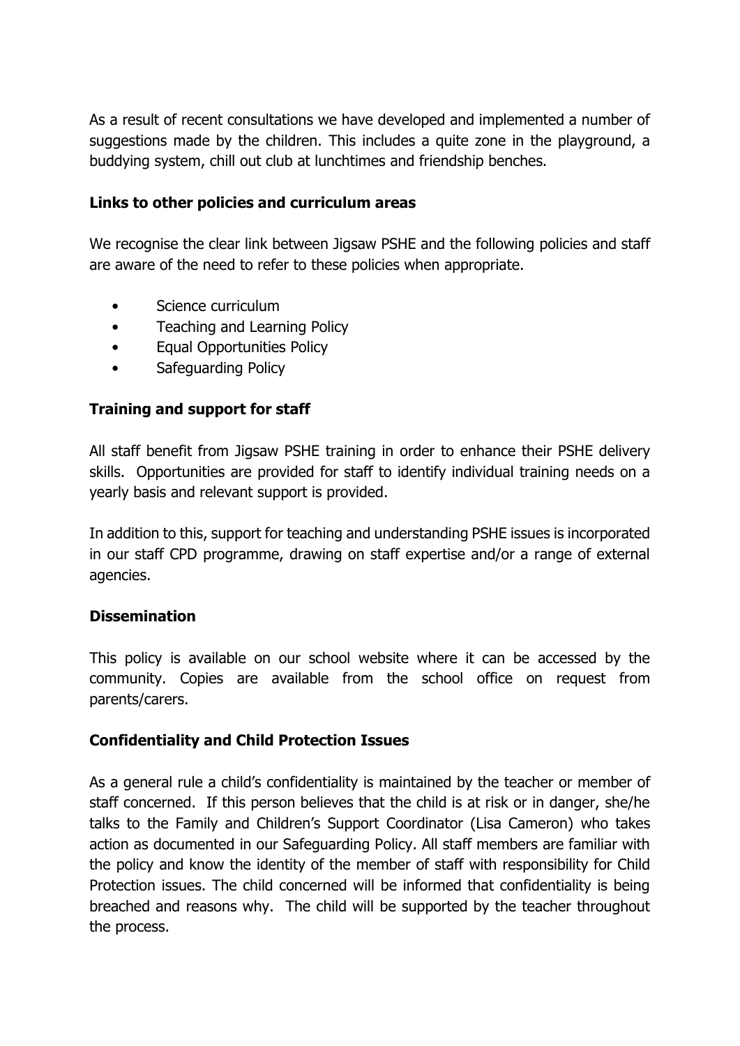As a result of recent consultations we have developed and implemented a number of suggestions made by the children. This includes a quite zone in the playground, a buddying system, chill out club at lunchtimes and friendship benches.

**Links to other policies and curriculum areas**

We recognise the clear link between Jigsaw PSHE and the following policies and staff are aware of the need to refer to these policies when appropriate.

- Science curriculum
- Teaching and Learning Policy
- Equal Opportunities Policy
- Safeguarding Policy

**Training and support for staff**

All staff benefit from Jigsaw PSHE training in order to enhance their PSHE delivery skills. Opportunities are provided for staff to identify individual training needs on a yearly basis and relevant support is provided.

In addition to this, support for teaching and understanding PSHE issues is incorporated in our staff CPD programme, drawing on staff expertise and/or a range of external agencies.

**Dissemination**

This policy is available on our school website where it can be accessed by the community. Copies are available from the school office on request from parents/carers.

**Confidentiality and Child Protection Issues**

As a general rule a child's confidentiality is maintained by the teacher or member of staff concerned. If this person believes that the child is at risk or in danger, she/he talks to the Family and Children's Support Coordinator (Lisa Cameron) who takes action as documented in our Safeguarding Policy. All staff members are familiar with the policy and know the identity of the member of staff with responsibility for Child Protection issues. The child concerned will be informed that confidentiality is being breached and reasons why. The child will be supported by the teacher throughout the process.